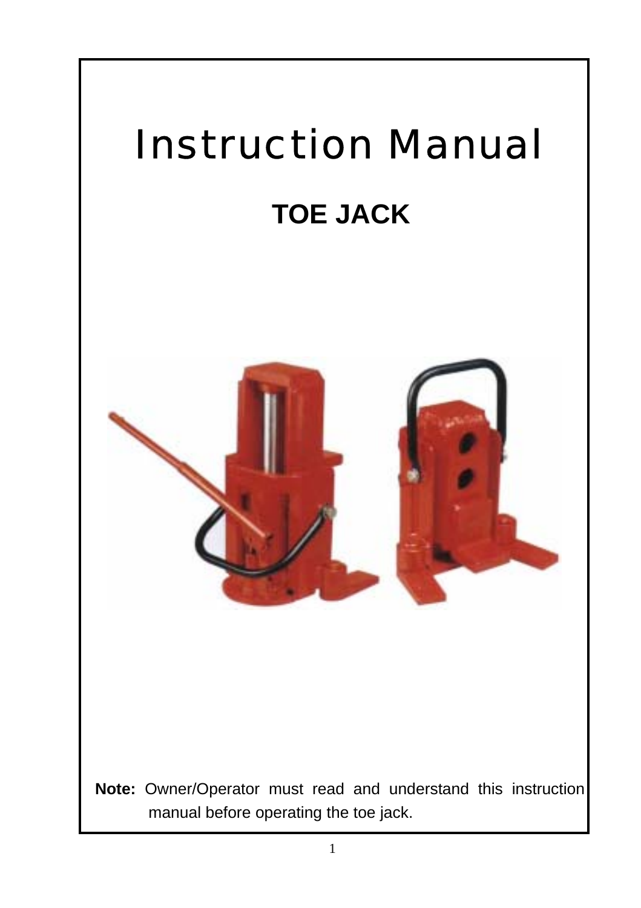# Instruction Manual

## TOE JACK

**Note:** Owner/Operator must read and understand this instruction manual before operating the toe jack.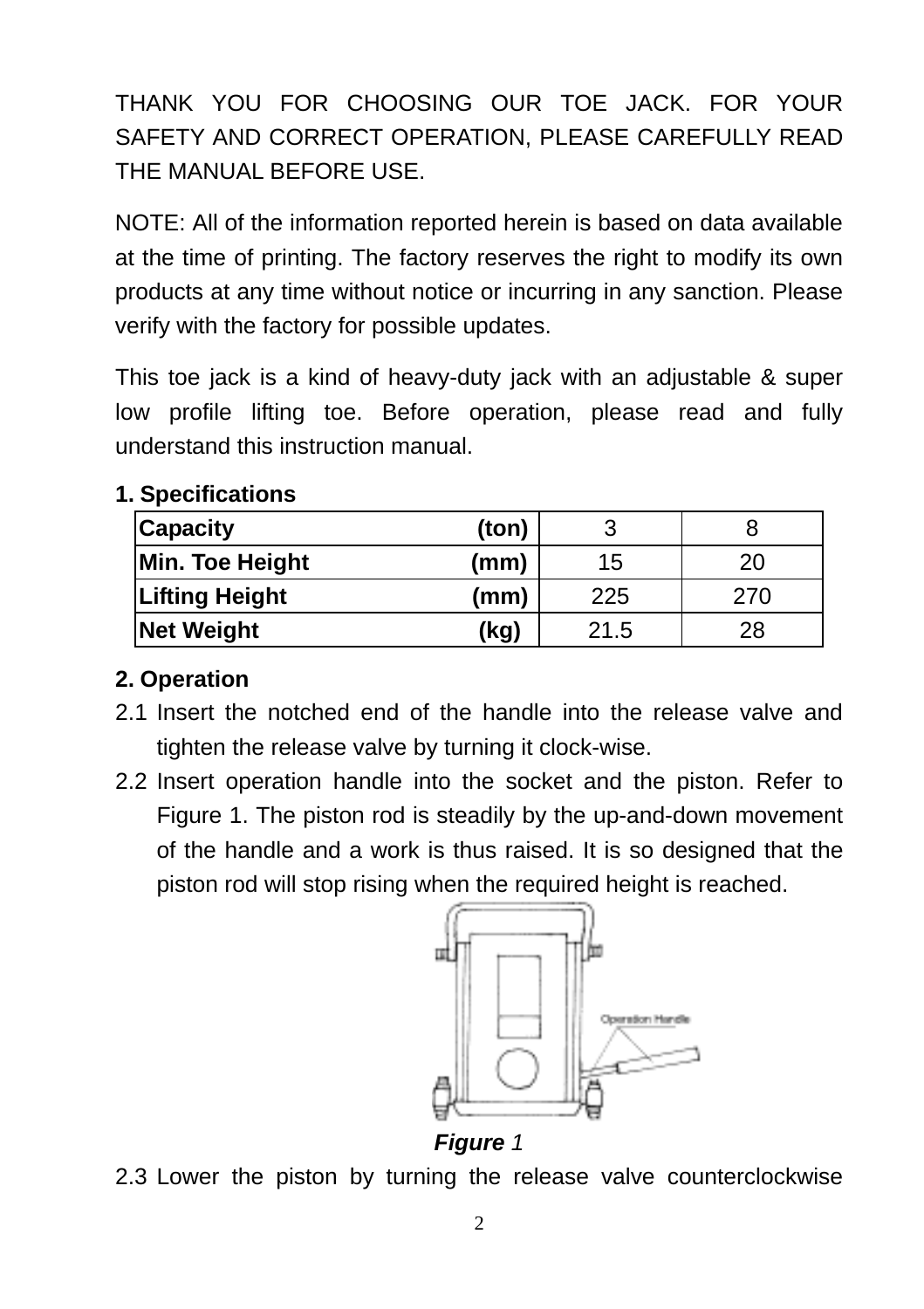THANK YOU FOR CHOOSING OUR TOE JACK. FOR YOUR SAFETY AND CORRECT OPERATION, PLEASE CAREFULLY READ THE MANUAL BEFORE USE.

NOTE: All of the information reported herein is based on data available at the time of printing. The factory reserves the right to modify its own products at any time without notice or incurring in any sanction. Please verify with the factory for possible updates.

This toe jack is a kind of heavy-duty jack with an adjustable & super low profile lifting toe. Before operation, please read and fully understand this instruction manual.

**1. Specifications**

| | | | |
|---|---|---|---|
| **Capacity** | **(ton)** | 3 | 8 |
| **Min. Toe Height** | **(mm)** | 15 | 20 |
| **Lifting Height** | **(mm)** | 225 | 270 |
| **Net Weight** | **(kg)** | 21.5 | 28 |

**2. Operation**

2.1 Insert the notched end of the handle into the release valve and tighten the release valve by turning it clock-wise.

2.2 Insert operation handle into the socket and the piston. Refer to Figure 1. The piston rod is steadily by the up-and-down movement of the handle and a work is thus raised. It is so designed that the piston rod will stop rising when the required height is reached.

***Figure** 1*

2.3 Lower the piston by turning the release valve counterclockwise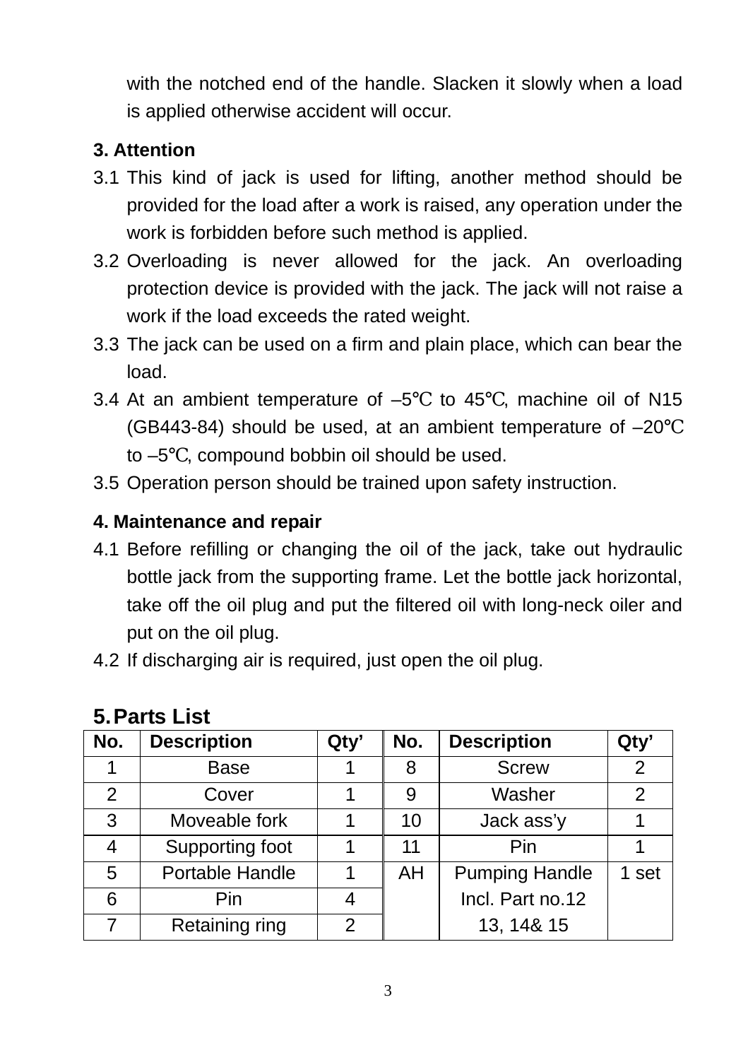with the notched end of the handle. Slacken it slowly when a load is applied otherwise accident will occur.

**3. Attention**

3.1 This kind of jack is used for lifting, another method should be provided for the load after a work is raised, any operation under the work is forbidden before such method is applied.

3.2 Overloading is never allowed for the jack. An overloading protection device is provided with the jack. The jack will not raise a work if the load exceeds the rated weight.

3.3 The jack can be used on a firm and plain place, which can bear the load.

3.4 At an ambient temperature of –5℃ to 45℃, machine oil of N15 (GB443-84) should be used, at an ambient temperature of –20℃ to –5℃, compound bobbin oil should be used.

3.5 Operation person should be trained upon safety instruction.

**4. Maintenance and repair**

4.1 Before refilling or changing the oil of the jack, take out hydraulic bottle jack from the supporting frame. Let the bottle jack horizontal, take off the oil plug and put the filtered oil with long-neck oiler and put on the oil plug.

4.2 If discharging air is required, just open the oil plug.

## 5. Parts List

| No. | Description | Qty' | No. | Description | Qty' |
|---|---|---|---|---|---|
| 1 | Base | 1 | 8 | Screw | 2 |
| 2 | Cover | 1 | 9 | Washer | 2 |
| 3 | Moveable fork | 1 | 10 | Jack ass'y | 1 |
| 4 | Supporting foot | 1 | 11 | Pin | 1 |
| 5 | Portable Handle | 1 | AH | Pumping Handle Incl. Part no.12 13, 14& 15 | 1 set |
| 6 | Pin | 4 | | | |
| 7 | Retaining ring | 2 | | | |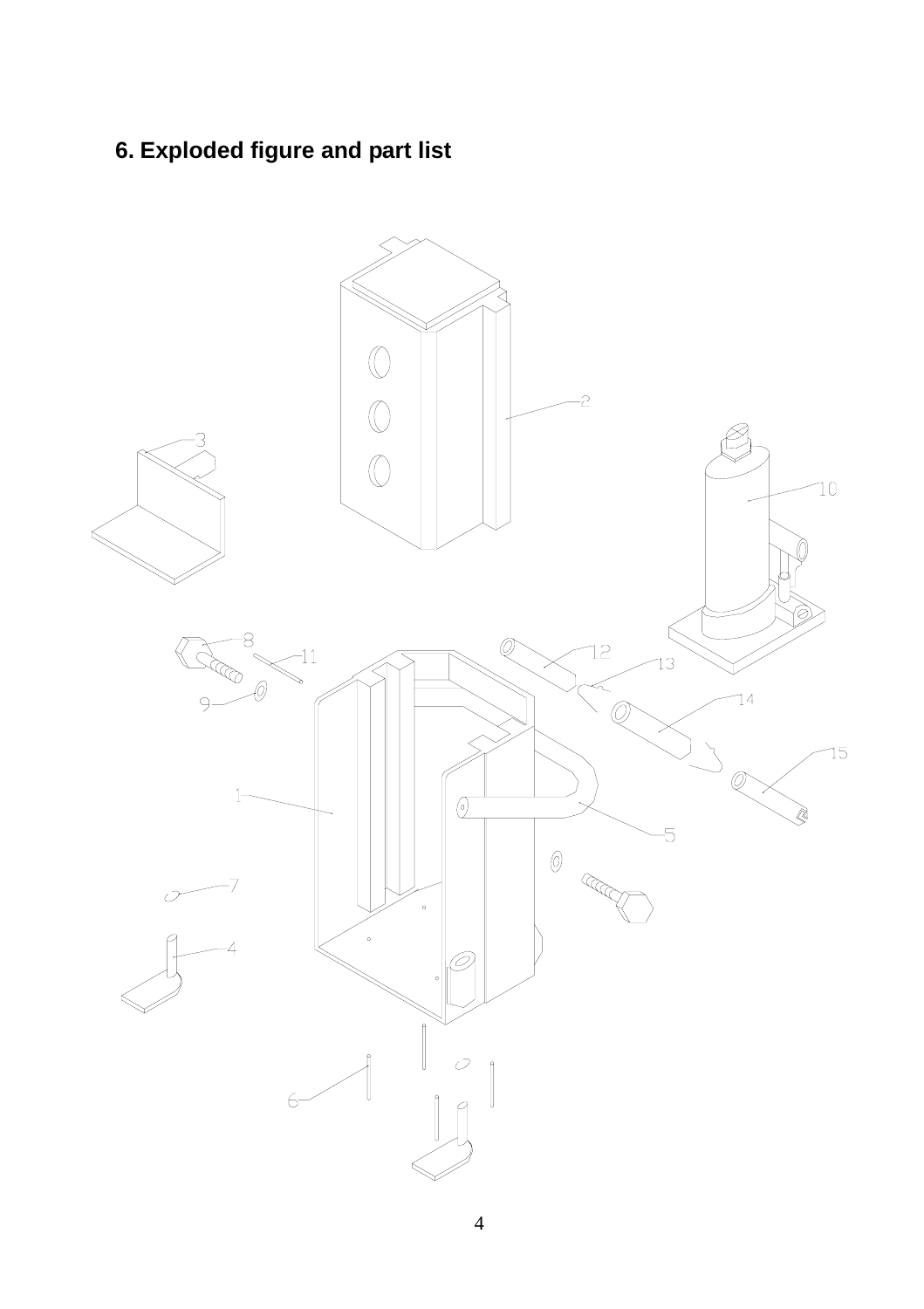## 6. Exploded figure and part list

2

3

10

8

11

12

13

9

14

1

15

5

7

4

6